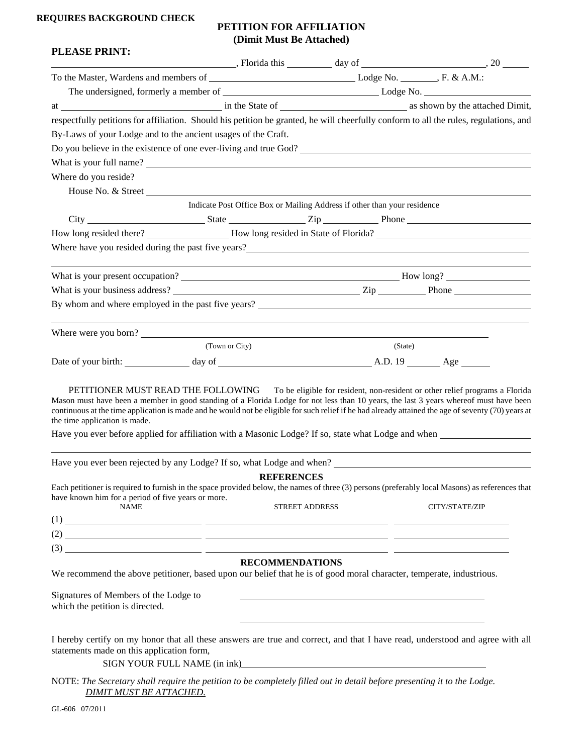**REQUIRES BACKGROUND CHECK**

# PETITION FOR AFFILIATION
## (Dimit Must Be Attached)

**PLEASE PRINT:**

________________________________, Florida this ________ day of ______________________, 20 _____

To the Master, Wardens and members of __________________________ Lodge No. _______, F. & A.M.:

The undersigned, formerly a member of ____________________________ Lodge No. ____________________

at ______________________________ in the State of ________________________ as shown by the attached Dimit, respectfully petitions for affiliation. Should his petition be granted, he will cheerfully conform to all the rules, regulations, and By-Laws of your Lodge and to the ancient usages of the Craft.

Do you believe in the existence of one ever-living and true God? ________________________________________

What is your full name? ________________________________________________________________________

Where do you reside?

House No. & Street ____________________________________________________________________

Indicate Post Office Box or Mailing Address if other than your residence

City ______________________ State ______________ Zip __________ Phone ________________________

How long resided there? _______________ How long resided in State of Florida? ____________________________

Where have you resided during the past five years? ______________________________________________________

_______________________________________________________________________________________

What is your present occupation? ____________________________________________ How long? _______________

What is your business address? ___________________________________ Zip _________ Phone _______________

By whom and where employed in the past five years? ____________________________________________________

_______________________________________________________________________________________

Where were you born? _______________________________________________________________________

(Town or City) (State)

Date of your birth: ____________ day of ____________________________ A.D. 19 ______ Age _____

PETITIONER MUST READ THE FOLLOWING To be eligible for resident, non-resident or other relief programs a Florida Mason must have been a member in good standing of a Florida Lodge for not less than 10 years, the last 3 years whereof must have been continuous at the time application is made and he would not be eligible for such relief if he had already attained the age of seventy (70) years at the time application is made.

Have you ever before applied for affiliation with a Masonic Lodge? If so, state what Lodge and when ________________

_______________________________________________________________________________________

Have you ever been rejected by any Lodge? If so, what Lodge and when? ______________________________________

### REFERENCES

Each petitioner is required to furnish in the space provided below, the names of three (3) persons (preferably local Masons) as references that have known him for a period of five years or more.

| | NAME | STREET ADDRESS | CITY/STATE/ZIP |
|---|---|---|---|
| (1) | | | |
| (2) | | | |
| (3) | | | |

### RECOMMENDATIONS

We recommend the above petitioner, based upon our belief that he is of good moral character, temperate, industrious.

Signatures of Members of the Lodge to which the petition is directed. ____________________________________________

____________________________________________

I hereby certify on my honor that all these answers are true and correct, and that I have read, understood and agree with all statements made on this application form,

SIGN YOUR FULL NAME (in ink) ____________________________________________

NOTE: *The Secretary shall require the petition to be completely filled out in detail before presenting it to the Lodge.*
*DIMIT MUST BE ATTACHED.*

GL-606 07/2011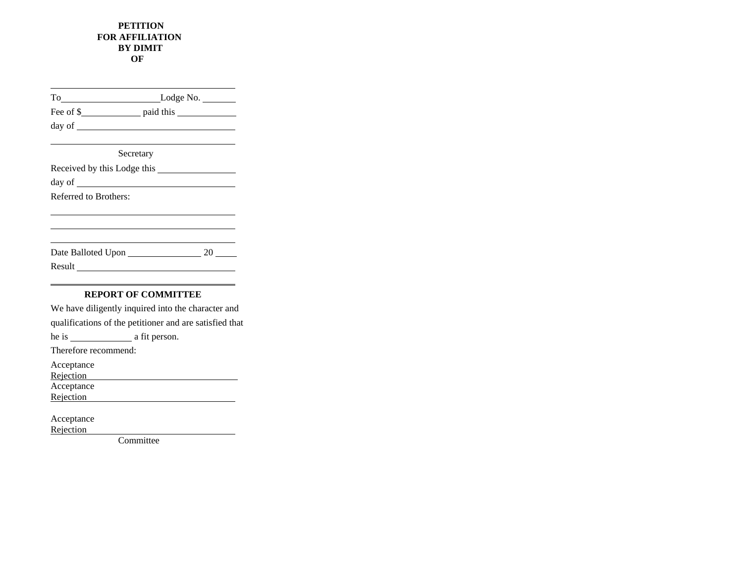**PETITION**
**FOR AFFILIATION**
**BY DIMIT**
**OF**

\_\_\_\_\_\_\_\_\_\_\_\_\_\_\_\_\_\_\_\_\_\_\_\_\_\_\_\_\_\_\_\_

To\_\_\_\_\_\_\_\_\_\_\_\_\_\_\_\_\_\_\_\_Lodge No. \_\_\_\_\_\_\_

Fee of $\_\_\_\_\_\_\_\_\_\_\_\_ paid this \_\_\_\_\_\_\_\_\_\_\_\_

day of \_\_\_\_\_\_\_\_\_\_\_\_\_\_\_\_\_\_\_\_\_\_\_\_\_\_\_\_\_\_\_\_

\_\_\_\_\_\_\_\_\_\_\_\_\_\_\_\_\_\_\_\_\_\_\_\_\_\_\_\_\_\_\_\_

Secretary

Received by this Lodge this \_\_\_\_\_\_\_\_\_\_\_\_\_\_\_\_

day of \_\_\_\_\_\_\_\_\_\_\_\_\_\_\_\_\_\_\_\_\_\_\_\_\_\_\_\_\_\_\_\_

Referred to Brothers:

\_\_\_\_\_\_\_\_\_\_\_\_\_\_\_\_\_\_\_\_\_\_\_\_\_\_\_\_\_\_\_\_

\_\_\_\_\_\_\_\_\_\_\_\_\_\_\_\_\_\_\_\_\_\_\_\_\_\_\_\_\_\_\_\_

\_\_\_\_\_\_\_\_\_\_\_\_\_\_\_\_\_\_\_\_\_\_\_\_\_\_\_\_\_\_\_\_

Date Balloted Upon \_\_\_\_\_\_\_\_\_\_\_\_\_\_\_ 20 \_\_\_\_\_

Result \_\_\_\_\_\_\_\_\_\_\_\_\_\_\_\_\_\_\_\_\_\_\_\_\_\_\_\_\_\_\_\_

**REPORT OF COMMITTEE**

We have diligently inquired into the character and qualifications of the petitioner and are satisfied that he is \_\_\_\_\_\_\_\_\_\_\_\_\_ a fit person.

Therefore recommend:

Acceptance
Rejection \_\_\_\_\_\_\_\_\_\_\_\_\_\_\_\_\_\_\_\_\_\_\_\_\_\_\_\_\_\_\_\_

Acceptance
Rejection \_\_\_\_\_\_\_\_\_\_\_\_\_\_\_\_\_\_\_\_\_\_\_\_\_\_\_\_\_\_\_\_

Acceptance
Rejection \_\_\_\_\_\_\_\_\_\_\_\_\_\_\_\_\_\_\_\_\_\_\_\_\_\_\_\_\_\_\_\_

Committee